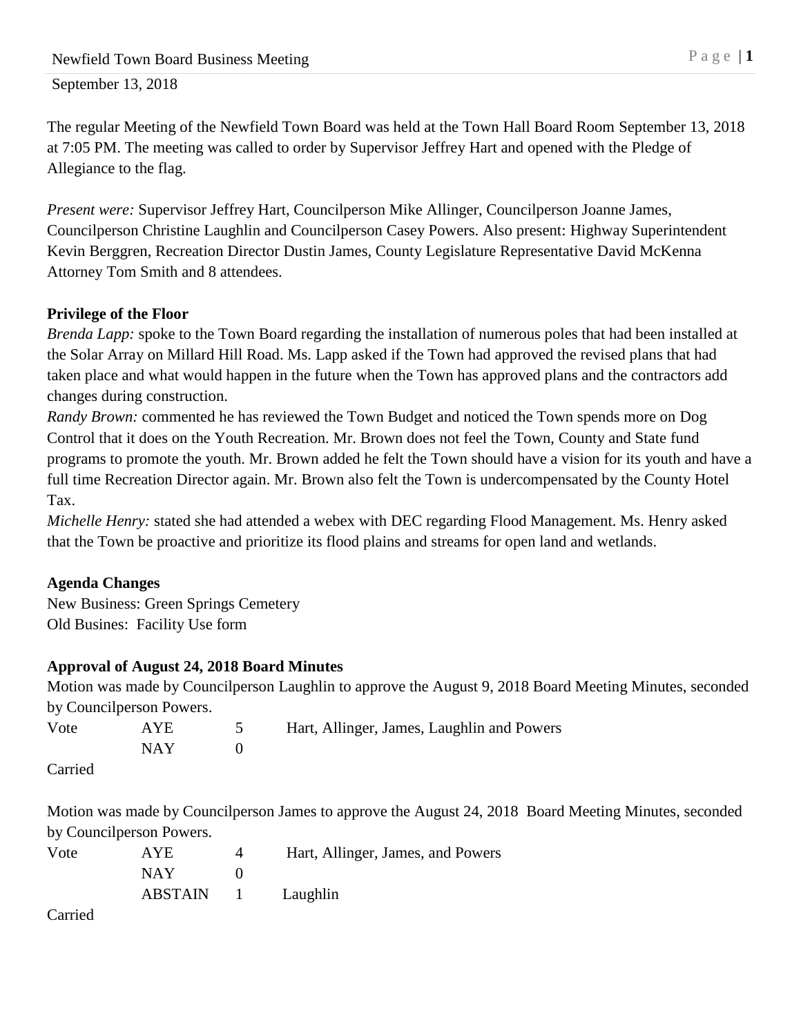September 13, 2018

The regular Meeting of the Newfield Town Board was held at the Town Hall Board Room September 13, 2018 at 7:05 PM. The meeting was called to order by Supervisor Jeffrey Hart and opened with the Pledge of Allegiance to the flag.

*Present were:* Supervisor Jeffrey Hart, Councilperson Mike Allinger, Councilperson Joanne James, Councilperson Christine Laughlin and Councilperson Casey Powers. Also present: Highway Superintendent Kevin Berggren, Recreation Director Dustin James, County Legislature Representative David McKenna Attorney Tom Smith and 8 attendees.

**Privilege of the Floor**

*Brenda Lapp:* spoke to the Town Board regarding the installation of numerous poles that had been installed at the Solar Array on Millard Hill Road. Ms. Lapp asked if the Town had approved the revised plans that had taken place and what would happen in the future when the Town has approved plans and the contractors add changes during construction.

*Randy Brown:* commented he has reviewed the Town Budget and noticed the Town spends more on Dog Control that it does on the Youth Recreation. Mr. Brown does not feel the Town, County and State fund programs to promote the youth. Mr. Brown added he felt the Town should have a vision for its youth and have a full time Recreation Director again. Mr. Brown also felt the Town is undercompensated by the County Hotel Tax.

*Michelle Henry:* stated she had attended a webex with DEC regarding Flood Management. Ms. Henry asked that the Town be proactive and prioritize its flood plains and streams for open land and wetlands.

**Agenda Changes**

New Business: Green Springs Cemetery
Old Busines: Facility Use form

**Approval of August 24, 2018 Board Minutes**

Motion was made by Councilperson Laughlin to approve the August 9, 2018 Board Meeting Minutes, seconded by Councilperson Powers.

| Vote | AYE | 5 | Hart, Allinger, James, Laughlin and Powers |
|---|---|---|---|
| | NAY | 0 | |

Carried

Motion was made by Councilperson James to approve the August 24, 2018 Board Meeting Minutes, seconded by Councilperson Powers.

| Vote | AYE | 4 | Hart, Allinger, James, and Powers |
|---|---|---|---|
| | NAY | 0 | |
| | ABSTAIN | 1 | Laughlin |

Carried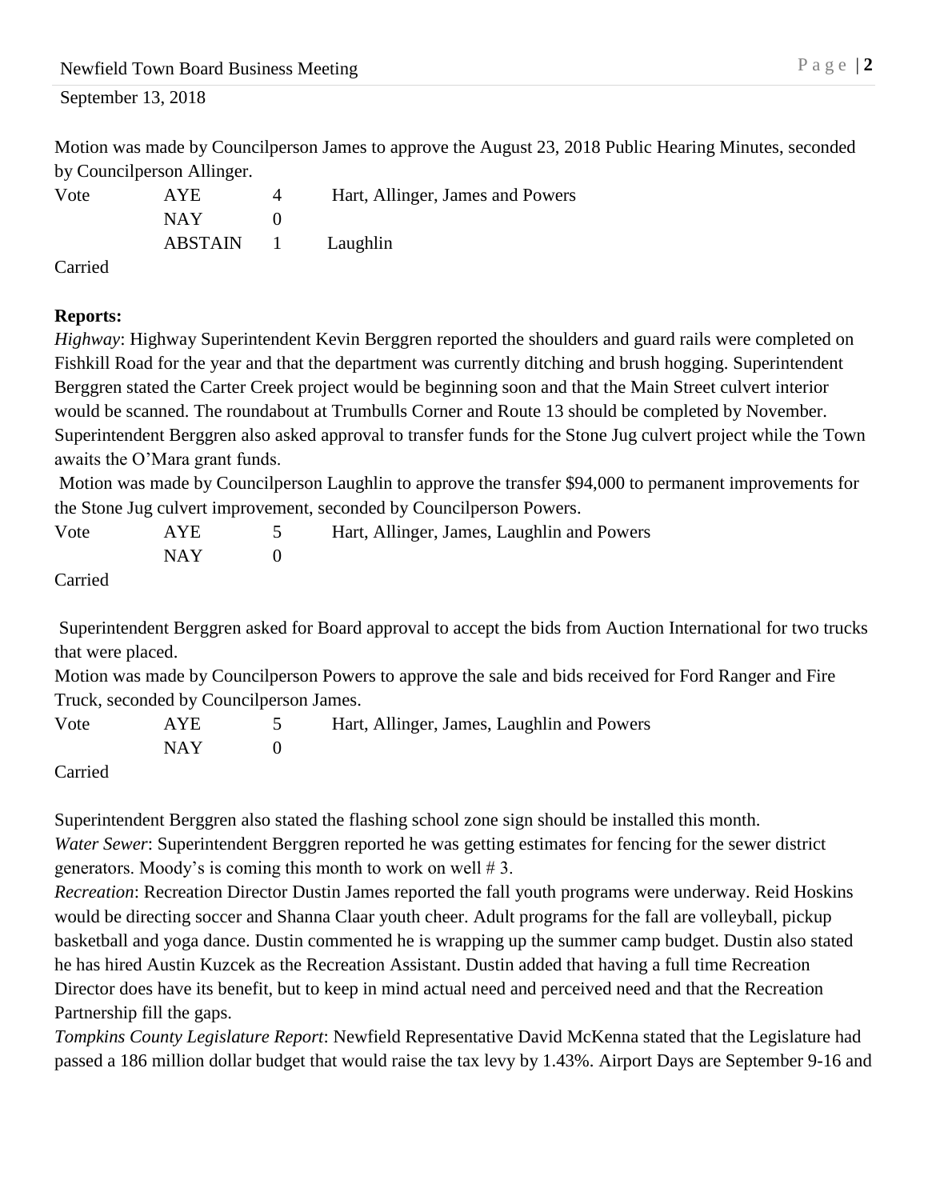Motion was made by Councilperson James to approve the August 23, 2018 Public Hearing Minutes, seconded by Councilperson Allinger.

| Vote | AYE | 4 | Hart, Allinger, James and Powers |
|---|---|---|---|
| | NAY | 0 | |
| | ABSTAIN | 1 | Laughlin |

Carried

**Reports:**

*Highway*: Highway Superintendent Kevin Berggren reported the shoulders and guard rails were completed on Fishkill Road for the year and that the department was currently ditching and brush hogging. Superintendent Berggren stated the Carter Creek project would be beginning soon and that the Main Street culvert interior would be scanned. The roundabout at Trumbulls Corner and Route 13 should be completed by November. Superintendent Berggren also asked approval to transfer funds for the Stone Jug culvert project while the Town awaits the O'Mara grant funds.

Motion was made by Councilperson Laughlin to approve the transfer $94,000 to permanent improvements for the Stone Jug culvert improvement, seconded by Councilperson Powers.

| Vote | AYE | 5 | Hart, Allinger, James, Laughlin and Powers |
|---|---|---|---|
| | NAY | 0 | |

Carried

Superintendent Berggren asked for Board approval to accept the bids from Auction International for two trucks that were placed.

Motion was made by Councilperson Powers to approve the sale and bids received for Ford Ranger and Fire Truck, seconded by Councilperson James.

| Vote | AYE | 5 | Hart, Allinger, James, Laughlin and Powers |
|---|---|---|---|
| | NAY | 0 | |

Carried

Superintendent Berggren also stated the flashing school zone sign should be installed this month.

*Water Sewer*: Superintendent Berggren reported he was getting estimates for fencing for the sewer district generators. Moody's is coming this month to work on well # 3.

*Recreation*: Recreation Director Dustin James reported the fall youth programs were underway. Reid Hoskins would be directing soccer and Shanna Claar youth cheer. Adult programs for the fall are volleyball, pickup basketball and yoga dance. Dustin commented he is wrapping up the summer camp budget. Dustin also stated he has hired Austin Kuzcek as the Recreation Assistant. Dustin added that having a full time Recreation Director does have its benefit, but to keep in mind actual need and perceived need and that the Recreation Partnership fill the gaps.

*Tompkins County Legislature Report*: Newfield Representative David McKenna stated that the Legislature had passed a 186 million dollar budget that would raise the tax levy by 1.43%. Airport Days are September 9-16 and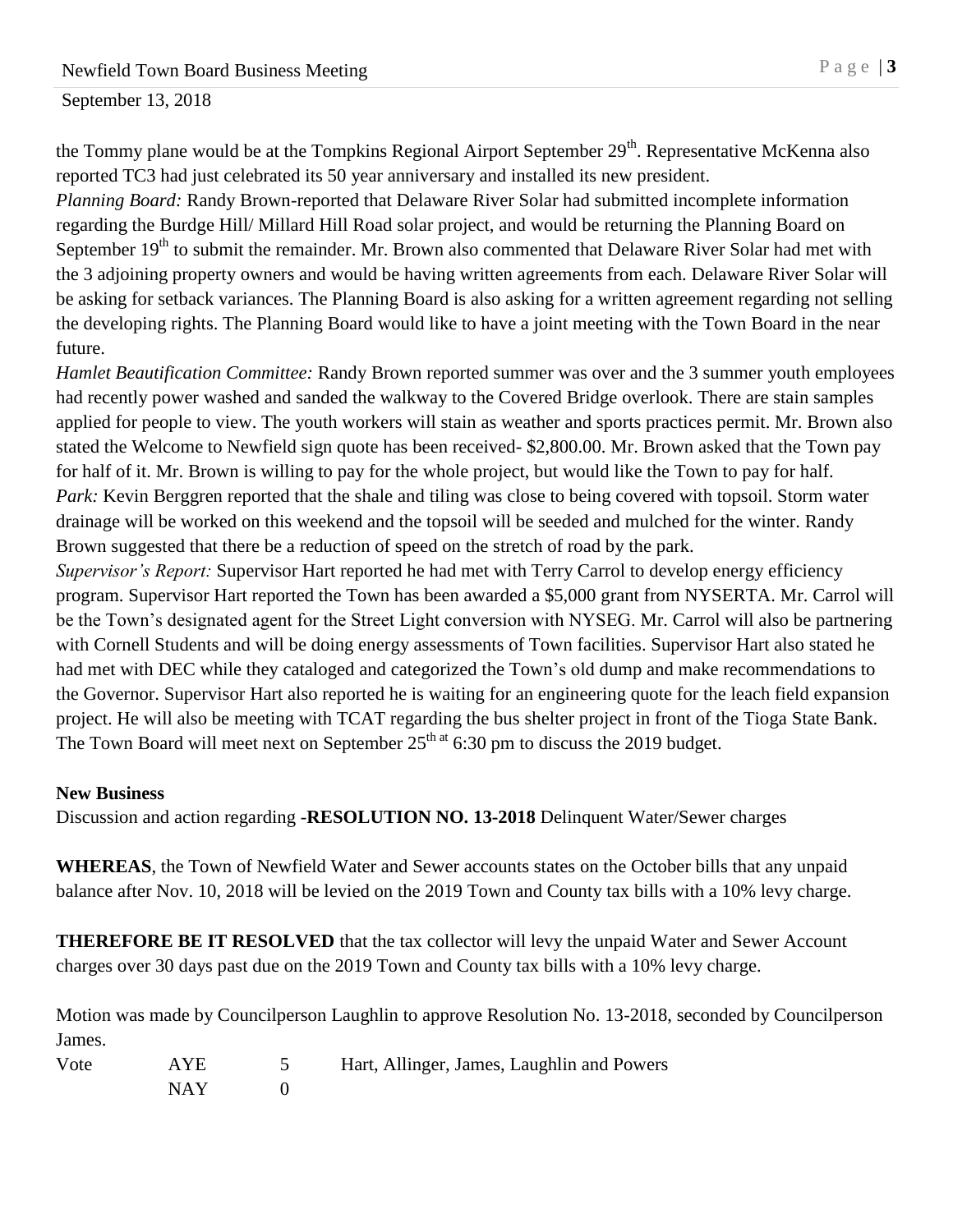the Tommy plane would be at the Tompkins Regional Airport September 29th. Representative McKenna also reported TC3 had just celebrated its 50 year anniversary and installed its new president.

*Planning Board:* Randy Brown-reported that Delaware River Solar had submitted incomplete information regarding the Burdge Hill/ Millard Hill Road solar project, and would be returning the Planning Board on September 19th to submit the remainder. Mr. Brown also commented that Delaware River Solar had met with the 3 adjoining property owners and would be having written agreements from each. Delaware River Solar will be asking for setback variances. The Planning Board is also asking for a written agreement regarding not selling the developing rights. The Planning Board would like to have a joint meeting with the Town Board in the near future.

*Hamlet Beautification Committee:* Randy Brown reported summer was over and the 3 summer youth employees had recently power washed and sanded the walkway to the Covered Bridge overlook. There are stain samples applied for people to view. The youth workers will stain as weather and sports practices permit. Mr. Brown also stated the Welcome to Newfield sign quote has been received- $2,800.00. Mr. Brown asked that the Town pay for half of it. Mr. Brown is willing to pay for the whole project, but would like the Town to pay for half.

*Park:* Kevin Berggren reported that the shale and tiling was close to being covered with topsoil. Storm water drainage will be worked on this weekend and the topsoil will be seeded and mulched for the winter. Randy Brown suggested that there be a reduction of speed on the stretch of road by the park.

*Supervisor's Report:* Supervisor Hart reported he had met with Terry Carrol to develop energy efficiency program. Supervisor Hart reported the Town has been awarded a $5,000 grant from NYSERTA. Mr. Carrol will be the Town's designated agent for the Street Light conversion with NYSEG. Mr. Carrol will also be partnering with Cornell Students and will be doing energy assessments of Town facilities. Supervisor Hart also stated he had met with DEC while they cataloged and categorized the Town's old dump and make recommendations to the Governor. Supervisor Hart also reported he is waiting for an engineering quote for the leach field expansion project. He will also be meeting with TCAT regarding the bus shelter project in front of the Tioga State Bank. The Town Board will meet next on September 25th at 6:30 pm to discuss the 2019 budget.

**New Business**

Discussion and action regarding -**RESOLUTION NO. 13-2018** Delinquent Water/Sewer charges

**WHEREAS**, the Town of Newfield Water and Sewer accounts states on the October bills that any unpaid balance after Nov. 10, 2018 will be levied on the 2019 Town and County tax bills with a 10% levy charge.

**THEREFORE BE IT RESOLVED** that the tax collector will levy the unpaid Water and Sewer Account charges over 30 days past due on the 2019 Town and County tax bills with a 10% levy charge.

Motion was made by Councilperson Laughlin to approve Resolution No. 13-2018, seconded by Councilperson James.

| Vote | AYE | 5 | Hart, Allinger, James, Laughlin and Powers |
|---|---|---|---|
| | NAY | 0 | |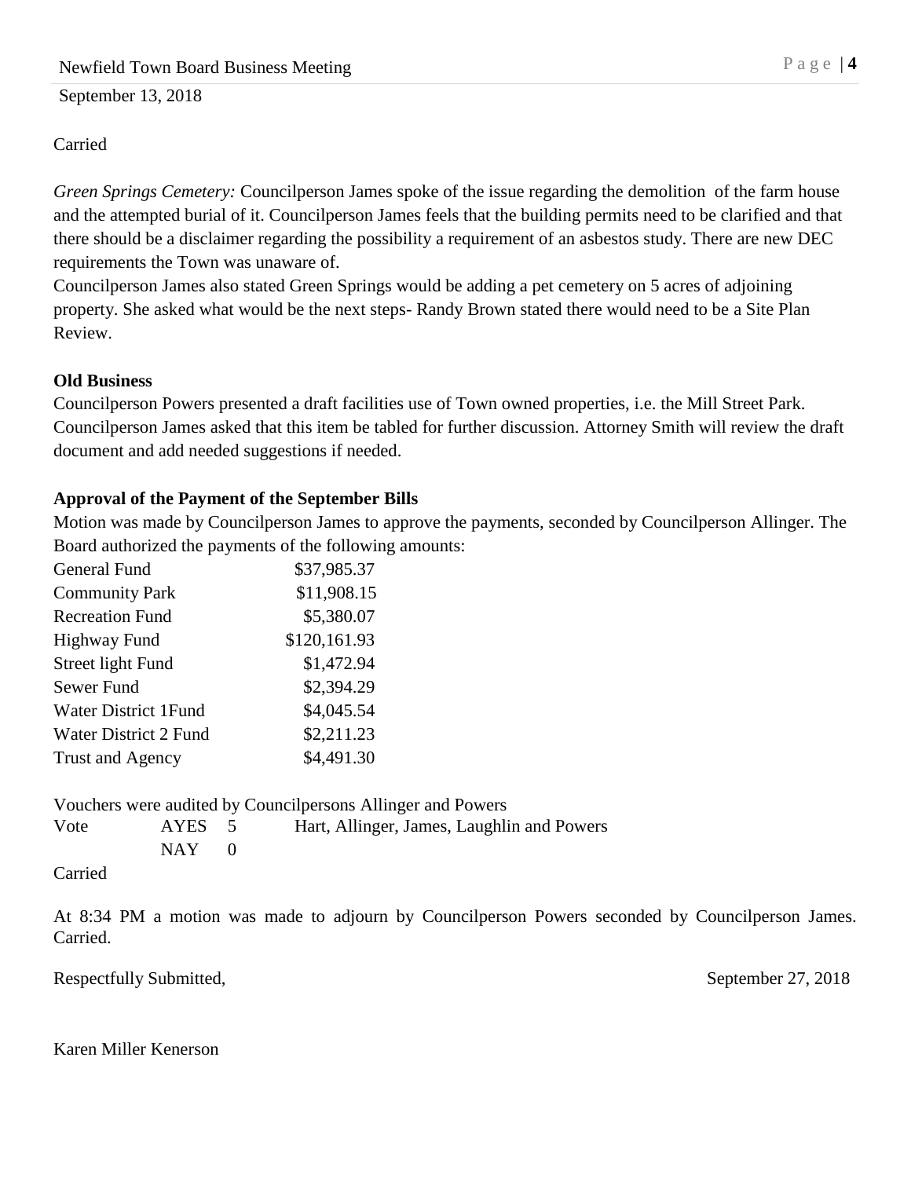Carried

*Green Springs Cemetery:* Councilperson James spoke of the issue regarding the demolition of the farm house and the attempted burial of it. Councilperson James feels that the building permits need to be clarified and that there should be a disclaimer regarding the possibility a requirement of an asbestos study. There are new DEC requirements the Town was unaware of.

Councilperson James also stated Green Springs would be adding a pet cemetery on 5 acres of adjoining property. She asked what would be the next steps- Randy Brown stated there would need to be a Site Plan Review.

**Old Business**

Councilperson Powers presented a draft facilities use of Town owned properties, i.e. the Mill Street Park. Councilperson James asked that this item be tabled for further discussion. Attorney Smith will review the draft document and add needed suggestions if needed.

**Approval of the Payment of the September Bills**

Motion was made by Councilperson James to approve the payments, seconded by Councilperson Allinger. The Board authorized the payments of the following amounts:

| | |
|---|---|
| General Fund | $37,985.37 |
| Community Park | $11,908.15 |
| Recreation Fund | $5,380.07 |
| Highway Fund | $120,161.93 |
| Street light Fund | $1,472.94 |
| Sewer Fund | $2,394.29 |
| Water District 1Fund | $4,045.54 |
| Water District 2 Fund | $2,211.23 |
| Trust and Agency | $4,491.30 |

Vouchers were audited by Councilpersons Allinger and Powers

| | | | |
|---|---|---|---|
| Vote | AYES | 5 | Hart, Allinger, James, Laughlin and Powers |
| | NAY | 0 | |

Carried

At 8:34 PM a motion was made to adjourn by Councilperson Powers seconded by Councilperson James. Carried.

Respectfully Submitted, September 27, 2018

Karen Miller Kenerson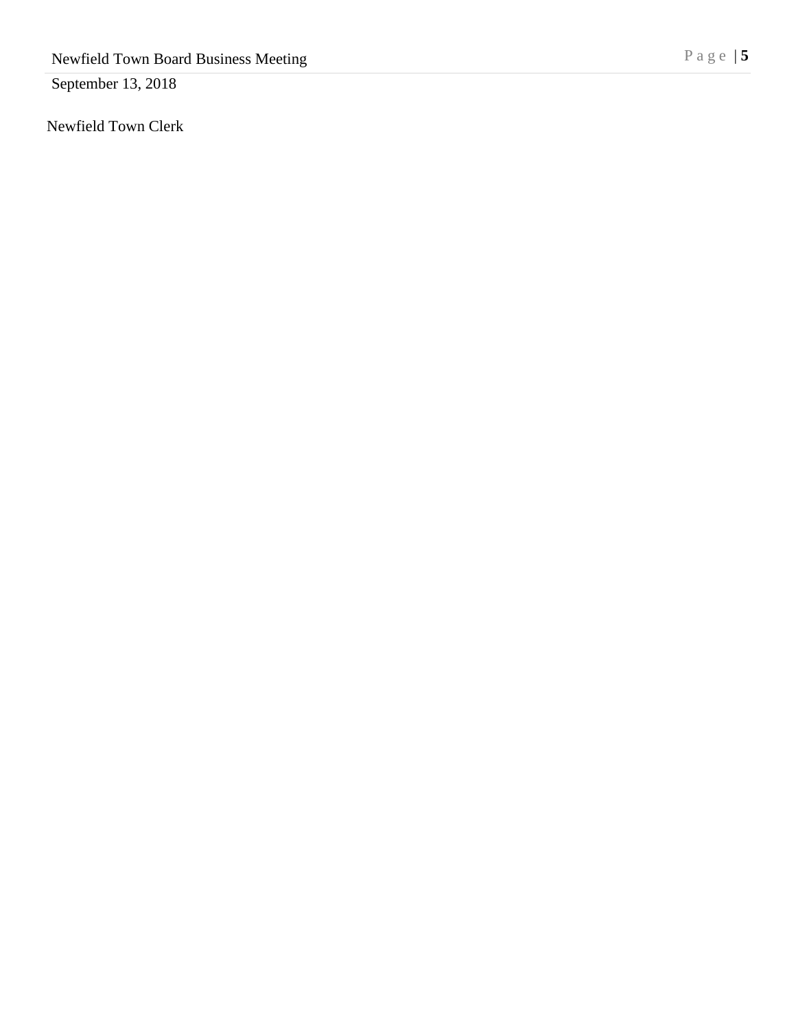Newfield Town Clerk